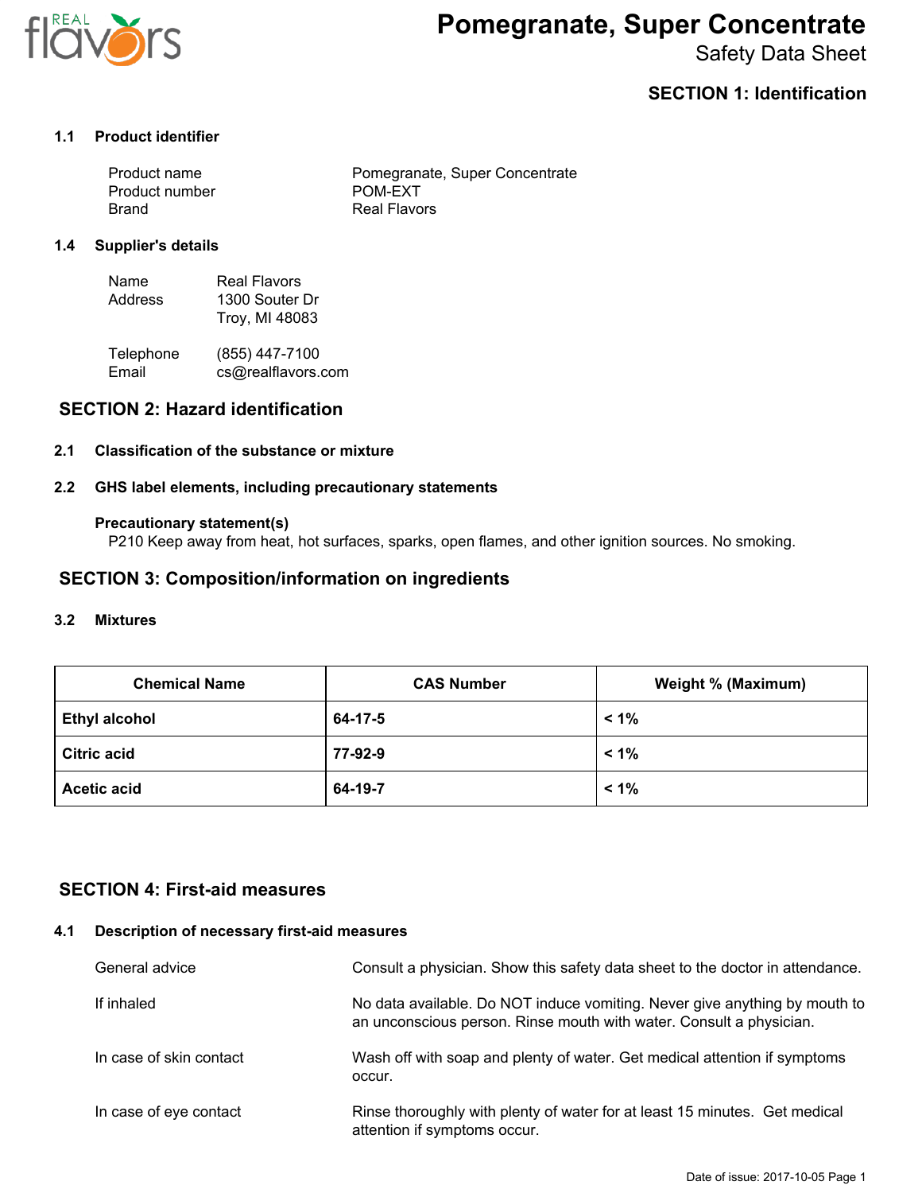# Pomegranate, Super Concentrate

Safety Data Sheet

## SECTION 1: Identification

### 1.1 Product identifier

| | |
|---|---|
| Product name | Pomegranate, Super Concentrate |
| Product number | POM-EXT |
| Brand | Real Flavors |

### 1.4 Supplier's details

| | |
|---|---|
| Name | Real Flavors |
| Address | 1300 Souter Dr<br>Troy, MI 48083 |
| Telephone | (855) 447-7100 |
| Email | cs@realflavors.com |

## SECTION 2: Hazard identification

### 2.1 Classification of the substance or mixture

### 2.2 GHS label elements, including precautionary statements

**Precautionary statement(s)**

P210 Keep away from heat, hot surfaces, sparks, open flames, and other ignition sources. No smoking.

## SECTION 3: Composition/information on ingredients

### 3.2 Mixtures

| Chemical Name | CAS Number | Weight % (Maximum) |
|---|---|---|
| Ethyl alcohol | 64-17-5 | < 1% |
| Citric acid | 77-92-9 | < 1% |
| Acetic acid | 64-19-7 | < 1% |

## SECTION 4: First-aid measures

### 4.1 Description of necessary first-aid measures

| | |
|---|---|
| General advice | Consult a physician. Show this safety data sheet to the doctor in attendance. |
| If inhaled | No data available. Do NOT induce vomiting. Never give anything by mouth to an unconscious person. Rinse mouth with water. Consult a physician. |
| In case of skin contact | Wash off with soap and plenty of water. Get medical attention if symptoms occur. |
| In case of eye contact | Rinse thoroughly with plenty of water for at least 15 minutes. Get medical attention if symptoms occur. |

Date of issue: 2017-10-05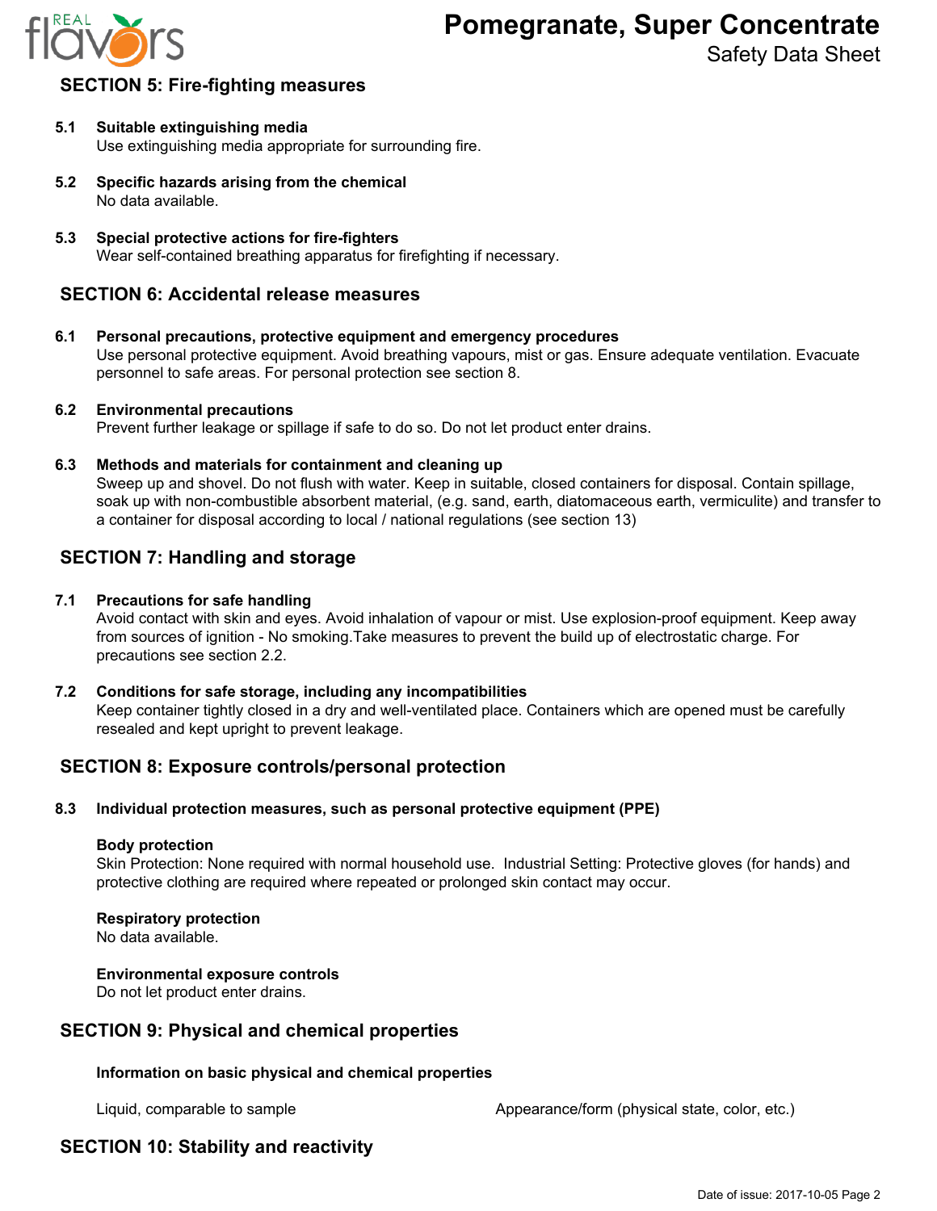## SECTION 5: Fire-fighting measures

**5.1 Suitable extinguishing media**
Use extinguishing media appropriate for surrounding fire.

**5.2 Specific hazards arising from the chemical**
No data available.

**5.3 Special protective actions for fire-fighters**
Wear self-contained breathing apparatus for firefighting if necessary.

## SECTION 6: Accidental release measures

**6.1 Personal precautions, protective equipment and emergency procedures**
Use personal protective equipment. Avoid breathing vapours, mist or gas. Ensure adequate ventilation. Evacuate personnel to safe areas. For personal protection see section 8.

**6.2 Environmental precautions**
Prevent further leakage or spillage if safe to do so. Do not let product enter drains.

**6.3 Methods and materials for containment and cleaning up**
Sweep up and shovel. Do not flush with water. Keep in suitable, closed containers for disposal. Contain spillage, soak up with non-combustible absorbent material, (e.g. sand, earth, diatomaceous earth, vermiculite) and transfer to a container for disposal according to local / national regulations (see section 13)

## SECTION 7: Handling and storage

**7.1 Precautions for safe handling**
Avoid contact with skin and eyes. Avoid inhalation of vapour or mist. Use explosion-proof equipment. Keep away from sources of ignition - No smoking.Take measures to prevent the build up of electrostatic charge. For precautions see section 2.2.

**7.2 Conditions for safe storage, including any incompatibilities**
Keep container tightly closed in a dry and well-ventilated place. Containers which are opened must be carefully resealed and kept upright to prevent leakage.

## SECTION 8: Exposure controls/personal protection

**8.3 Individual protection measures, such as personal protective equipment (PPE)**

**Body protection**
Skin Protection: None required with normal household use. Industrial Setting: Protective gloves (for hands) and protective clothing are required where repeated or prolonged skin contact may occur.

**Respiratory protection**
No data available.

**Environmental exposure controls**
Do not let product enter drains.

## SECTION 9: Physical and chemical properties

**Information on basic physical and chemical properties**

| Liquid, comparable to sample | Appearance/form (physical state, color, etc.) |
|---|---|

## SECTION 10: Stability and reactivity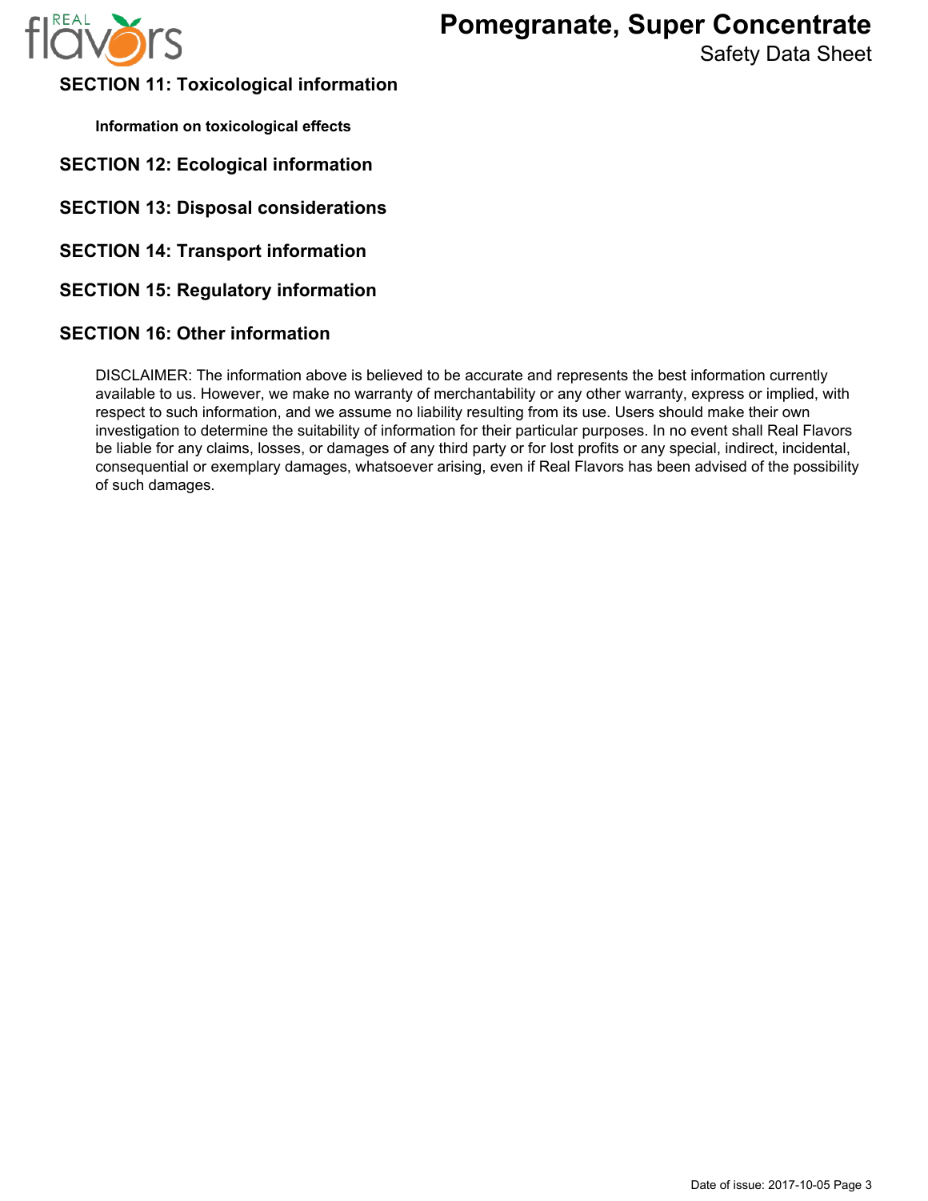## SECTION 11: Toxicological information

**Information on toxicological effects**

## SECTION 12: Ecological information

## SECTION 13: Disposal considerations

## SECTION 14: Transport information

## SECTION 15: Regulatory information

## SECTION 16: Other information

DISCLAIMER: The information above is believed to be accurate and represents the best information currently available to us. However, we make no warranty of merchantability or any other warranty, express or implied, with respect to such information, and we assume no liability resulting from its use. Users should make their own investigation to determine the suitability of information for their particular purposes. In no event shall Real Flavors be liable for any claims, losses, or damages of any third party or for lost profits or any special, indirect, incidental, consequential or exemplary damages, whatsoever arising, even if Real Flavors has been advised of the possibility of such damages.